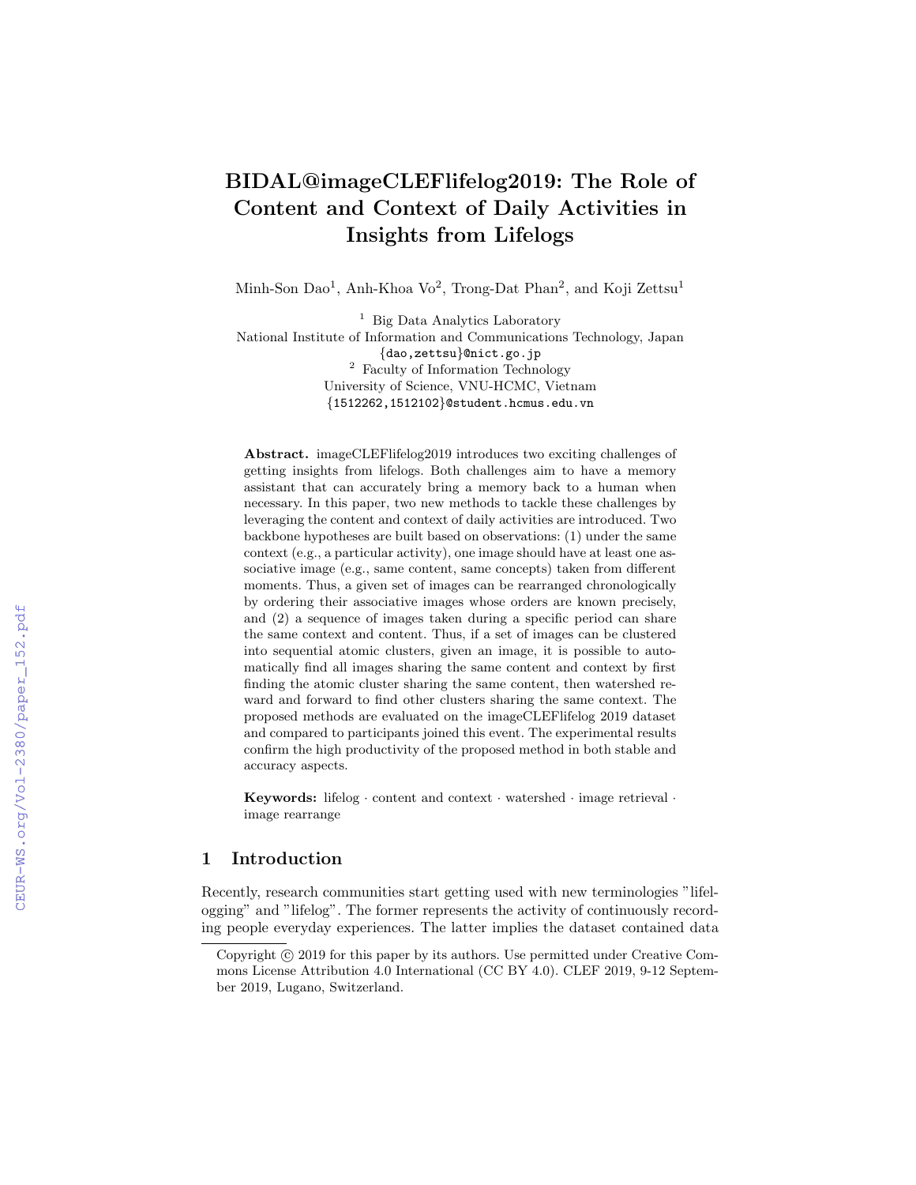# BIDAL@imageCLEFlifelog2019: The Role of Content and Context of Daily Activities in Insights from Lifelogs

Minh-Son Dao[1], Anh-Khoa Vo[2], Trong-Dat Phan[2], and Koji Zettsu[1]

[1] Big Data Analytics Laboratory
National Institute of Information and Communications Technology, Japan
{dao,zettsu}@nict.go.jp

[2] Faculty of Information Technology
University of Science, VNU-HCMC, Vietnam
{1512262,1512102}@student.hcmus.edu.vn

**Abstract.** imageCLEFlifelog2019 introduces two exciting challenges of getting insights from lifelogs. Both challenges aim to have a memory assistant that can accurately bring a memory back to a human when necessary. In this paper, two new methods to tackle these challenges by leveraging the content and context of daily activities are introduced. Two backbone hypotheses are built based on observations: (1) under the same context (e.g., a particular activity), one image should have at least one associative image (e.g., same content, same concepts) taken from different moments. Thus, a given set of images can be rearranged chronologically by ordering their associative images whose orders are known precisely, and (2) a sequence of images taken during a specific period can share the same context and content. Thus, if a set of images can be clustered into sequential atomic clusters, given an image, it is possible to automatically find all images sharing the same content and context by first finding the atomic cluster sharing the same content, then watershed reward and forward to find other clusters sharing the same context. The proposed methods are evaluated on the imageCLEFlifelog 2019 dataset and compared to participants joined this event. The experimental results confirm the high productivity of the proposed method in both stable and accuracy aspects.

**Keywords:** lifelog · content and context · watershed · image retrieval · image rearrange

## 1 Introduction

Recently, research communities start getting used with new terminologies "lifelogging" and "lifelog". The former represents the activity of continuously recording people everyday experiences. The latter implies the dataset contained data

Copyright © 2019 for this paper by its authors. Use permitted under Creative Commons License Attribution 4.0 International (CC BY 4.0). CLEF 2019, 9-12 September 2019, Lugano, Switzerland.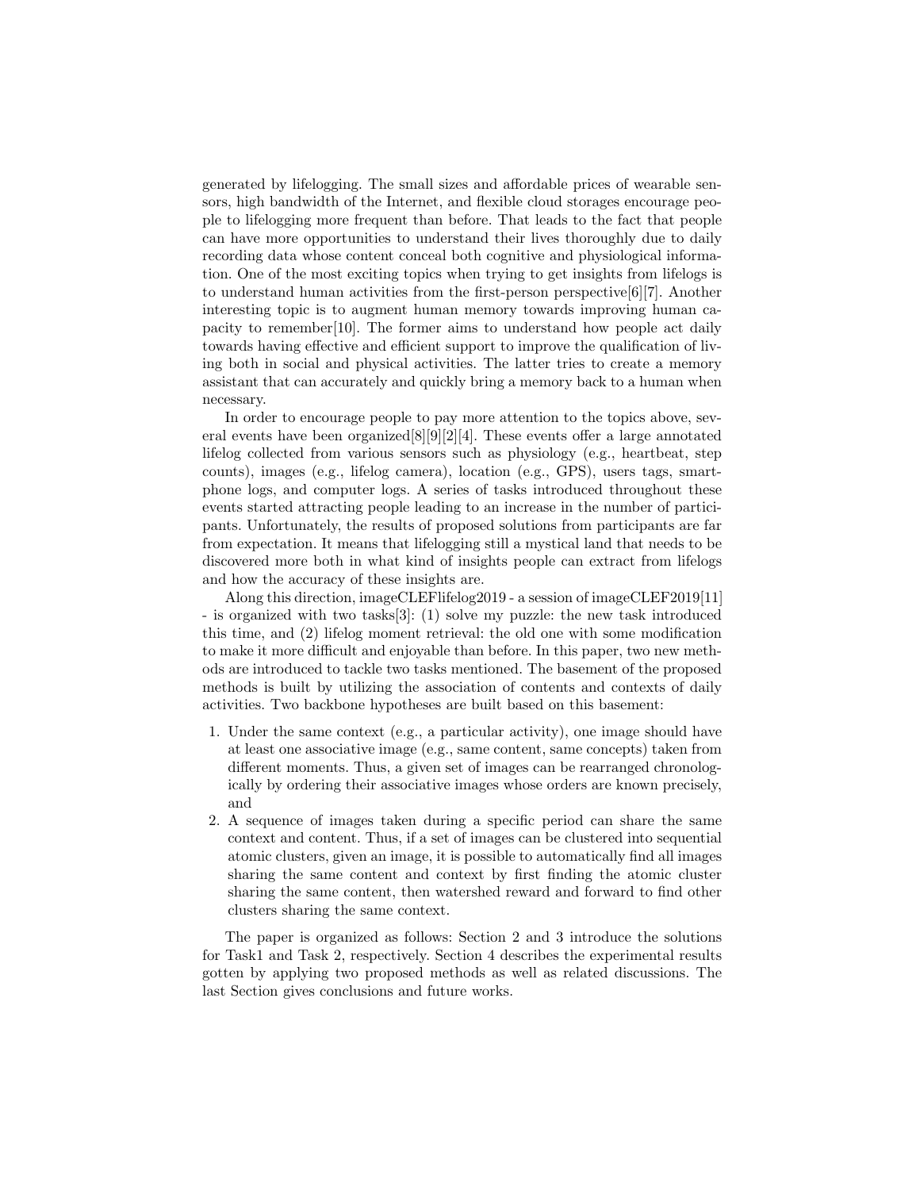generated by lifelogging. The small sizes and affordable prices of wearable sensors, high bandwidth of the Internet, and flexible cloud storages encourage people to lifelogging more frequent than before. That leads to the fact that people can have more opportunities to understand their lives thoroughly due to daily recording data whose content conceal both cognitive and physiological information. One of the most exciting topics when trying to get insights from lifelogs is to understand human activities from the first-person perspective[6][7]. Another interesting topic is to augment human memory towards improving human capacity to remember[10]. The former aims to understand how people act daily towards having effective and efficient support to improve the qualification of living both in social and physical activities. The latter tries to create a memory assistant that can accurately and quickly bring a memory back to a human when necessary.

In order to encourage people to pay more attention to the topics above, several events have been organized[8][9][2][4]. These events offer a large annotated lifelog collected from various sensors such as physiology (e.g., heartbeat, step counts), images (e.g., lifelog camera), location (e.g., GPS), users tags, smartphone logs, and computer logs. A series of tasks introduced throughout these events started attracting people leading to an increase in the number of participants. Unfortunately, the results of proposed solutions from participants are far from expectation. It means that lifelogging still a mystical land that needs to be discovered more both in what kind of insights people can extract from lifelogs and how the accuracy of these insights are.

Along this direction, imageCLEFlifelog2019 - a session of imageCLEF2019[11] - is organized with two tasks[3]: (1) solve my puzzle: the new task introduced this time, and (2) lifelog moment retrieval: the old one with some modification to make it more difficult and enjoyable than before. In this paper, two new methods are introduced to tackle two tasks mentioned. The basement of the proposed methods is built by utilizing the association of contents and contexts of daily activities. Two backbone hypotheses are built based on this basement:

1. Under the same context (e.g., a particular activity), one image should have at least one associative image (e.g., same content, same concepts) taken from different moments. Thus, a given set of images can be rearranged chronologically by ordering their associative images whose orders are known precisely, and
2. A sequence of images taken during a specific period can share the same context and content. Thus, if a set of images can be clustered into sequential atomic clusters, given an image, it is possible to automatically find all images sharing the same content and context by first finding the atomic cluster sharing the same content, then watershed reward and forward to find other clusters sharing the same context.

The paper is organized as follows: Section 2 and 3 introduce the solutions for Task1 and Task 2, respectively. Section 4 describes the experimental results gotten by applying two proposed methods as well as related discussions. The last Section gives conclusions and future works.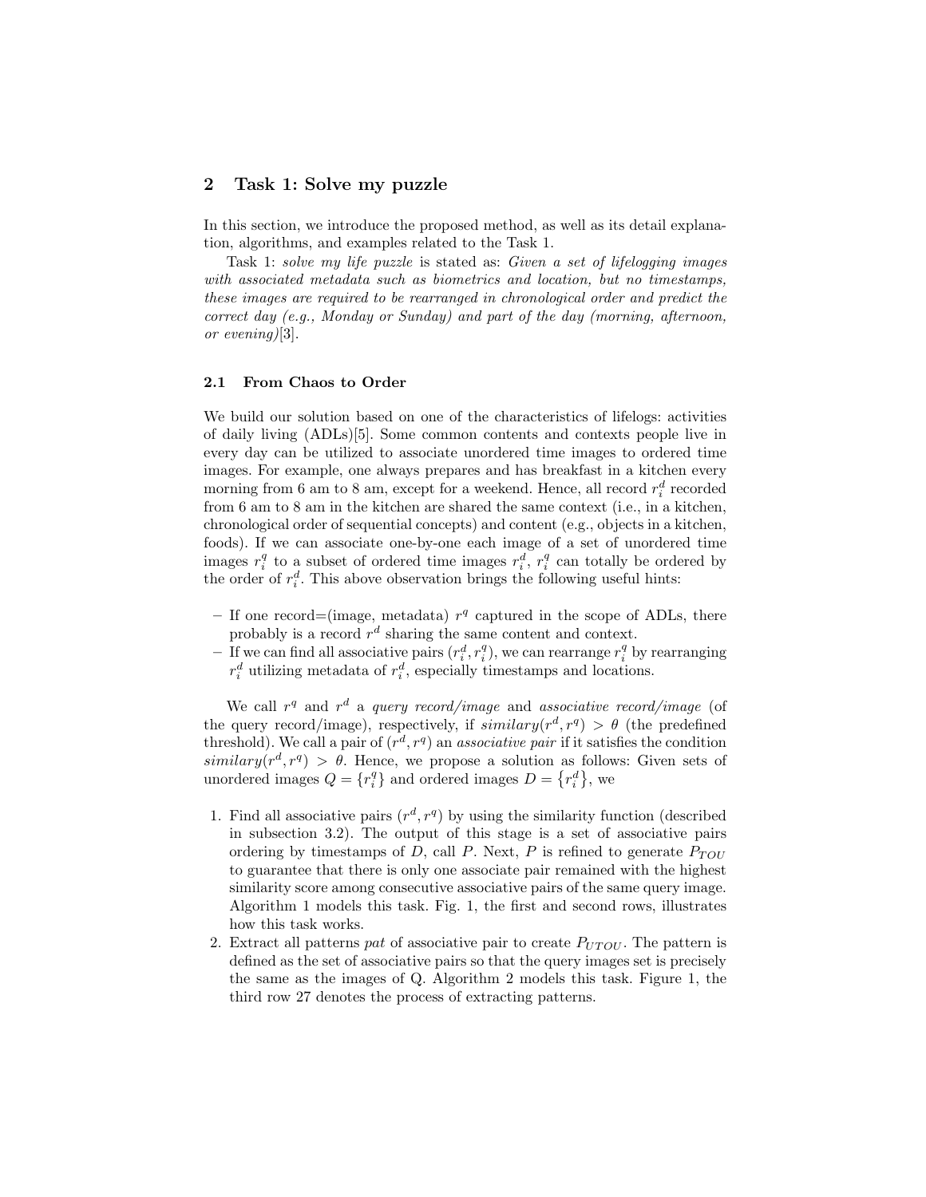## 2 Task 1: Solve my puzzle

In this section, we introduce the proposed method, as well as its detail explanation, algorithms, and examples related to the Task 1.

Task 1: *solve my life puzzle* is stated as: *Given a set of lifelogging images with associated metadata such as biometrics and location, but no timestamps, these images are required to be rearranged in chronological order and predict the correct day (e.g., Monday or Sunday) and part of the day (morning, afternoon, or evening)*[3].

### 2.1 From Chaos to Order

We build our solution based on one of the characteristics of lifelogs: activities of daily living (ADLs)[5]. Some common contents and contexts people live in every day can be utilized to associate unordered time images to ordered time images. For example, one always prepares and has breakfast in a kitchen every morning from 6 am to 8 am, except for a weekend. Hence, all record $r_i^d$ recorded from 6 am to 8 am in the kitchen are shared the same context (i.e., in a kitchen, chronological order of sequential concepts) and content (e.g., objects in a kitchen, foods). If we can associate one-by-one each image of a set of unordered time images $r_i^q$ to a subset of ordered time images $r_i^d$, $r_i^q$ can totally be ordered by the order of $r_i^d$. This above observation brings the following useful hints:

- If one record=(image, metadata) $r^q$ captured in the scope of ADLs, there probably is a record $r^d$ sharing the same content and context.
- If we can find all associative pairs $(r_i^d, r_i^q)$, we can rearrange $r_i^q$ by rearranging $r_i^d$ utilizing metadata of $r_i^d$, especially timestamps and locations.

We call $r^q$ and $r^d$ a *query record/image* and *associative record/image* (of the query record/image), respectively, if $similary(r^d, r^q) > \theta$ (the predefined threshold). We call a pair of $(r^d, r^q)$ an *associative pair* if it satisfies the condition $similary(r^d, r^q) > \theta$. Hence, we propose a solution as follows: Given sets of unordered images $Q = \{r_i^q\}$ and ordered images $D = \{r_i^d\}$, we

1. Find all associative pairs $(r^d, r^q)$ by using the similarity function (described in subsection 3.2). The output of this stage is a set of associative pairs ordering by timestamps of $D$, call $P$. Next, $P$ is refined to generate $P_{TOU}$ to guarantee that there is only one associate pair remained with the highest similarity score among consecutive associative pairs of the same query image. Algorithm 1 models this task. Fig. 1, the first and second rows, illustrates how this task works.
2. Extract all patterns *pat* of associative pair to create $P_{UTOU}$. The pattern is defined as the set of associative pairs so that the query images set is precisely the same as the images of Q. Algorithm 2 models this task. Figure 1, the third row 27 denotes the process of extracting patterns.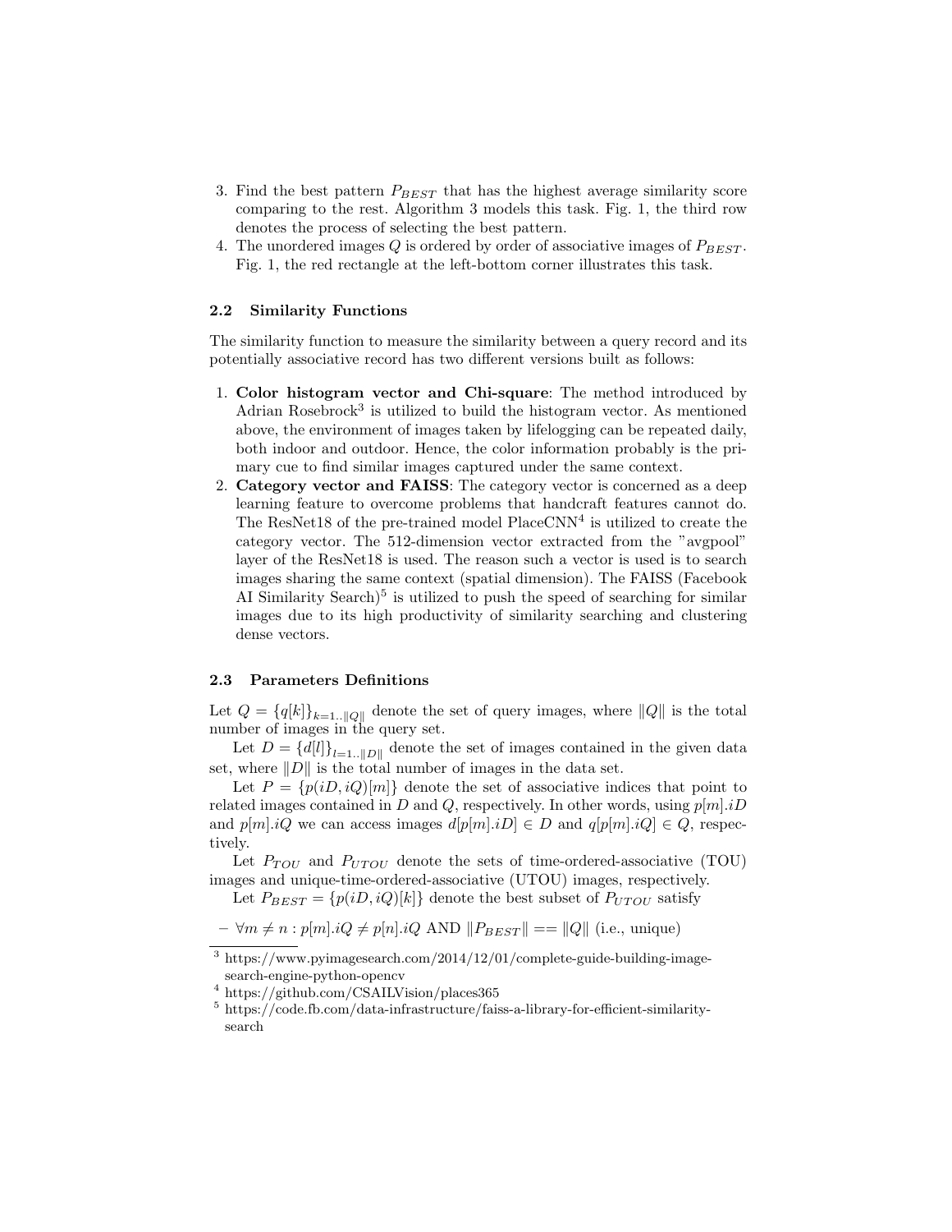3. Find the best pattern $P_{BEST}$ that has the highest average similarity score comparing to the rest. Algorithm 3 models this task. Fig. 1, the third row denotes the process of selecting the best pattern.
4. The unordered images $Q$ is ordered by order of associative images of $P_{BEST}$. Fig. 1, the red rectangle at the left-bottom corner illustrates this task.

### 2.2 Similarity Functions

The similarity function to measure the similarity between a query record and its potentially associative record has two different versions built as follows:

1. **Color histogram vector and Chi-square**: The method introduced by Adrian Rosebrock[3] is utilized to build the histogram vector. As mentioned above, the environment of images taken by lifelogging can be repeated daily, both indoor and outdoor. Hence, the color information probably is the primary cue to find similar images captured under the same context.
2. **Category vector and FAISS**: The category vector is concerned as a deep learning feature to overcome problems that handcraft features cannot do. The ResNet18 of the pre-trained model PlaceCNN[4] is utilized to create the category vector. The 512-dimension vector extracted from the "avgpool" layer of the ResNet18 is used. The reason such a vector is used is to search images sharing the same context (spatial dimension). The FAISS (Facebook AI Similarity Search)[5] is utilized to push the speed of searching for similar images due to its high productivity of similarity searching and clustering dense vectors.

### 2.3 Parameters Definitions

Let $Q = \{q[k]\}_{k=1..\|Q\|}$ denote the set of query images, where $\|Q\|$ is the total number of images in the query set.

Let $D = \{d[l]\}_{l=1..\|D\|}$ denote the set of images contained in the given data set, where $\|D\|$ is the total number of images in the data set.

Let $P = \{p(iD, iQ)[m]\}$ denote the set of associative indices that point to related images contained in $D$ and $Q$, respectively. In other words, using $p[m].iD$ and $p[m].iQ$ we can access images $d[p[m].iD] \in D$ and $q[p[m].iQ] \in Q$, respectively.

Let $P_{TOU}$ and $P_{UTOU}$ denote the sets of time-ordered-associative (TOU) images and unique-time-ordered-associative (UTOU) images, respectively.

Let $P_{BEST} = \{p(iD, iQ)[k]\}$ denote the best subset of $P_{UTOU}$ satisfy

- $\forall m \neq n : p[m].iQ \neq p[n].iQ$ AND $\|P_{BEST}\| == \|Q\|$ (i.e., unique)

---

[3] https://www.pyimagesearch.com/2014/12/01/complete-guide-building-image-search-engine-python-opencv

[4] https://github.com/CSAILVision/places365

[5] https://code.fb.com/data-infrastructure/faiss-a-library-for-efficient-similarity-search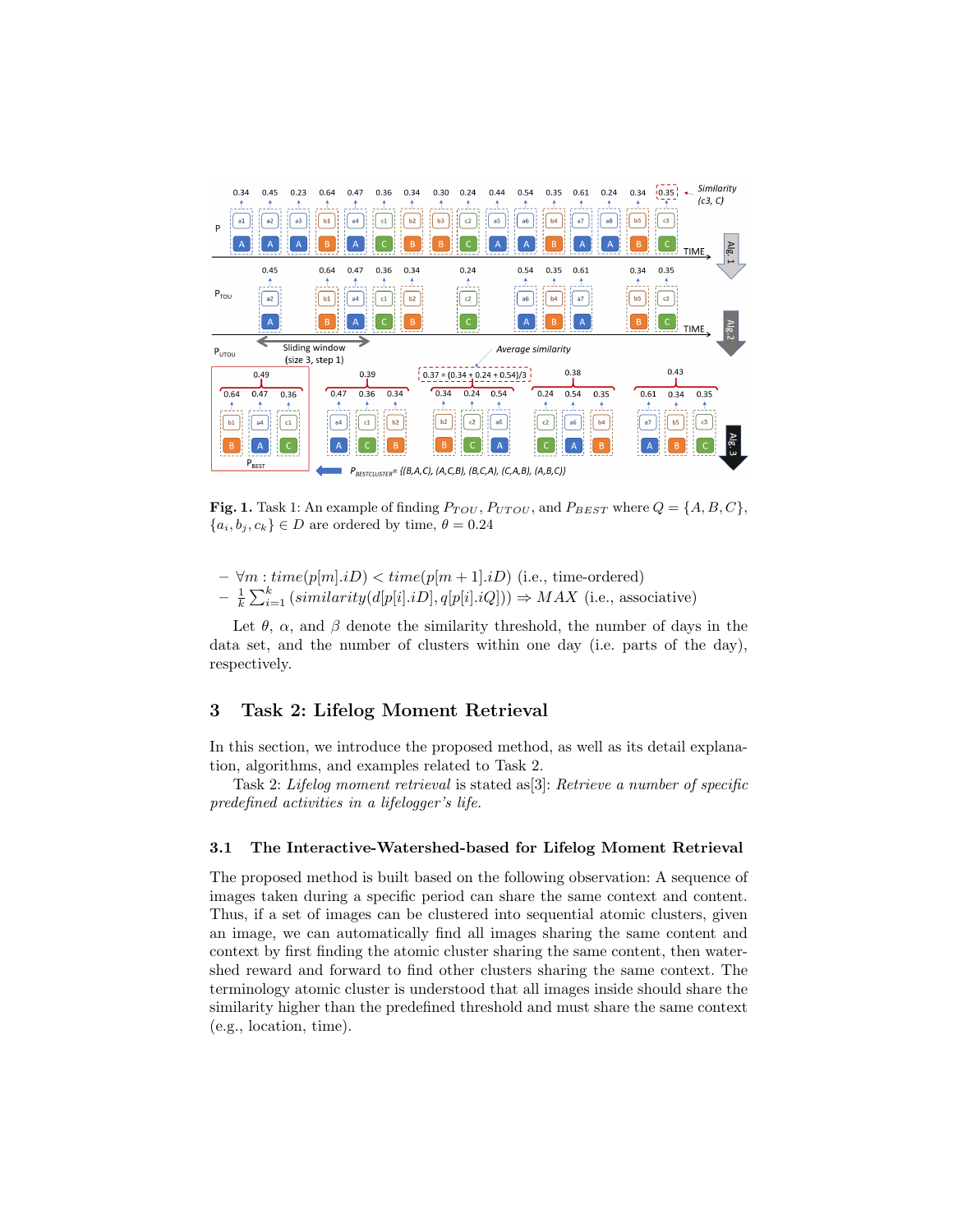**Fig. 1.** Task 1: An example of finding $P_{TOU}$, $P_{UTOU}$, and $P_{BEST}$ where $Q = \{A, B, C\}$, $\{a_i, b_j, c_k\} \in D$ are ordered by time, $\theta = 0.24$

– $\forall m : time(p[m].iD) < time(p[m+1].iD)$ (i.e., time-ordered)
– $\frac{1}{k}\sum_{i=1}^{k}(similarity(d[p[i].iD], q[p[i].iQ])) \Rightarrow MAX$ (i.e., associative)

Let $\theta$, $\alpha$, and $\beta$ denote the similarity threshold, the number of days in the data set, and the number of clusters within one day (i.e. parts of the day), respectively.

## 3 Task 2: Lifelog Moment Retrieval

In this section, we introduce the proposed method, as well as its detail explanation, algorithms, and examples related to Task 2.

Task 2: *Lifelog moment retrieval* is stated as[3]: *Retrieve a number of specific predefined activities in a lifelogger's life.*

### 3.1 The Interactive-Watershed-based for Lifelog Moment Retrieval

The proposed method is built based on the following observation: A sequence of images taken during a specific period can share the same context and content. Thus, if a set of images can be clustered into sequential atomic clusters, given an image, we can automatically find all images sharing the same content and context by first finding the atomic cluster sharing the same content, then watershed reward and forward to find other clusters sharing the same context. The terminology atomic cluster is understood that all images inside should share the similarity higher than the predefined threshold and must share the same context (e.g., location, time).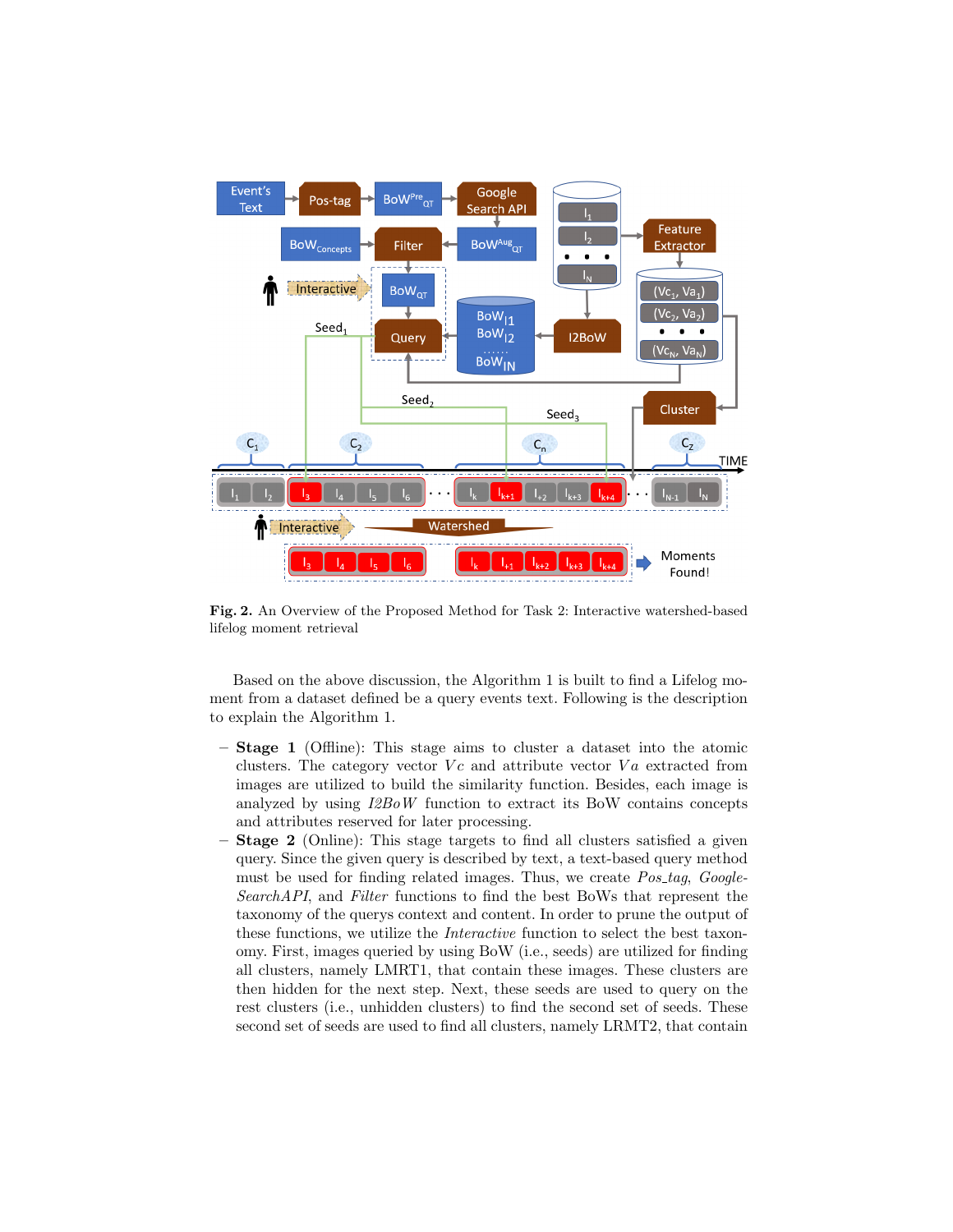**Fig. 2.** An Overview of the Proposed Method for Task 2: Interactive watershed-based lifelog moment retrieval

Based on the above discussion, the Algorithm 1 is built to find a Lifelog moment from a dataset defined be a query events text. Following is the description to explain the Algorithm 1.

- **Stage 1** (Offline): This stage aims to cluster a dataset into the atomic clusters. The category vector $Vc$ and attribute vector $Va$ extracted from images are utilized to build the similarity function. Besides, each image is analyzed by using *I2BoW* function to extract its BoW contains concepts and attributes reserved for later processing.
- **Stage 2** (Online): This stage targets to find all clusters satisfied a given query. Since the given query is described by text, a text-based query method must be used for finding related images. Thus, we create *Pos_tag*, *GoogleSearchAPI*, and *Filter* functions to find the best BoWs that represent the taxonomy of the querys context and content. In order to prune the output of these functions, we utilize the *Interactive* function to select the best taxonomy. First, images queried by using BoW (i.e., seeds) are utilized for finding all clusters, namely LMRT1, that contain these images. These clusters are then hidden for the next step. Next, these seeds are used to query on the rest clusters (i.e., unhidden clusters) to find the second set of seeds. These second set of seeds are used to find all clusters, namely LRMT2, that contain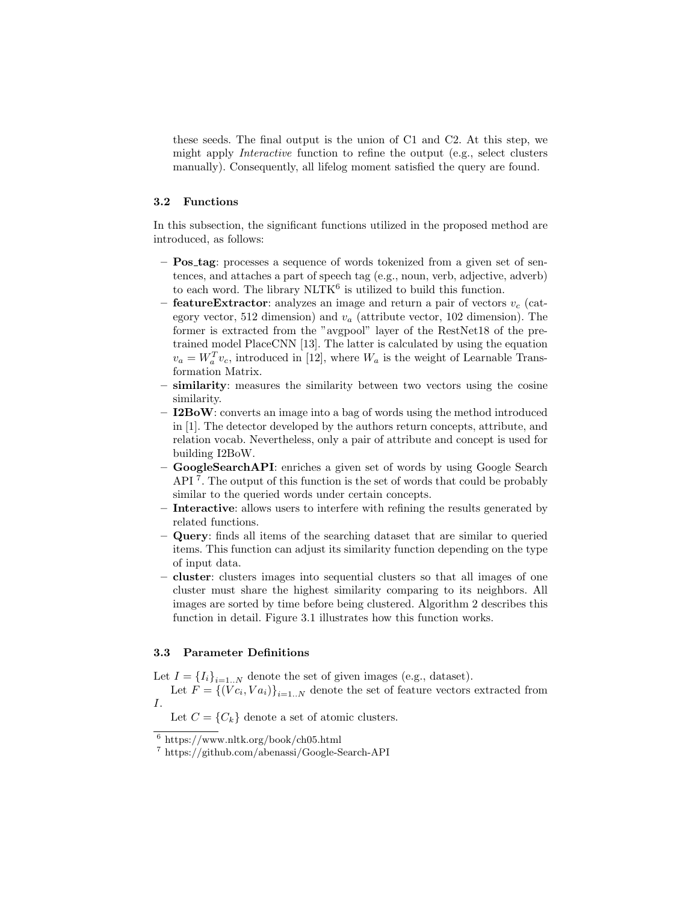these seeds. The final output is the union of C1 and C2. At this step, we might apply *Interactive* function to refine the output (e.g., select clusters manually). Consequently, all lifelog moment satisfied the query are found.

### 3.2 Functions

In this subsection, the significant functions utilized in the proposed method are introduced, as follows:

- **Pos_tag**: processes a sequence of words tokenized from a given set of sentences, and attaches a part of speech tag (e.g., noun, verb, adjective, adverb) to each word. The library NLTK[6] is utilized to build this function.
- **featureExtractor**: analyzes an image and return a pair of vectors $v_c$ (category vector, 512 dimension) and $v_a$ (attribute vector, 102 dimension). The former is extracted from the "avgpool" layer of the RestNet18 of the pretrained model PlaceCNN [13]. The latter is calculated by using the equation $v_a = W_a^T v_c$, introduced in [12], where $W_a$ is the weight of Learnable Transformation Matrix.
- **similarity**: measures the similarity between two vectors using the cosine similarity.
- **I2BoW**: converts an image into a bag of words using the method introduced in [1]. The detector developed by the authors return concepts, attribute, and relation vocab. Nevertheless, only a pair of attribute and concept is used for building I2BoW.
- **GoogleSearchAPI**: enriches a given set of words by using Google Search API [7]. The output of this function is the set of words that could be probably similar to the queried words under certain concepts.
- **Interactive**: allows users to interfere with refining the results generated by related functions.
- **Query**: finds all items of the searching dataset that are similar to queried items. This function can adjust its similarity function depending on the type of input data.
- **cluster**: clusters images into sequential clusters so that all images of one cluster must share the highest similarity comparing to its neighbors. All images are sorted by time before being clustered. Algorithm 2 describes this function in detail. Figure 3.1 illustrates how this function works.

### 3.3 Parameter Definitions

Let $I = \{I_i\}_{i=1..N}$ denote the set of given images (e.g., dataset).

Let $F = \{(Vc_i, Va_i)\}_{i=1..N}$ denote the set of feature vectors extracted from $I$.

Let $C = \{C_k\}$ denote a set of atomic clusters.

[6] https://www.nltk.org/book/ch05.html

[7] https://github.com/abenassi/Google-Search-API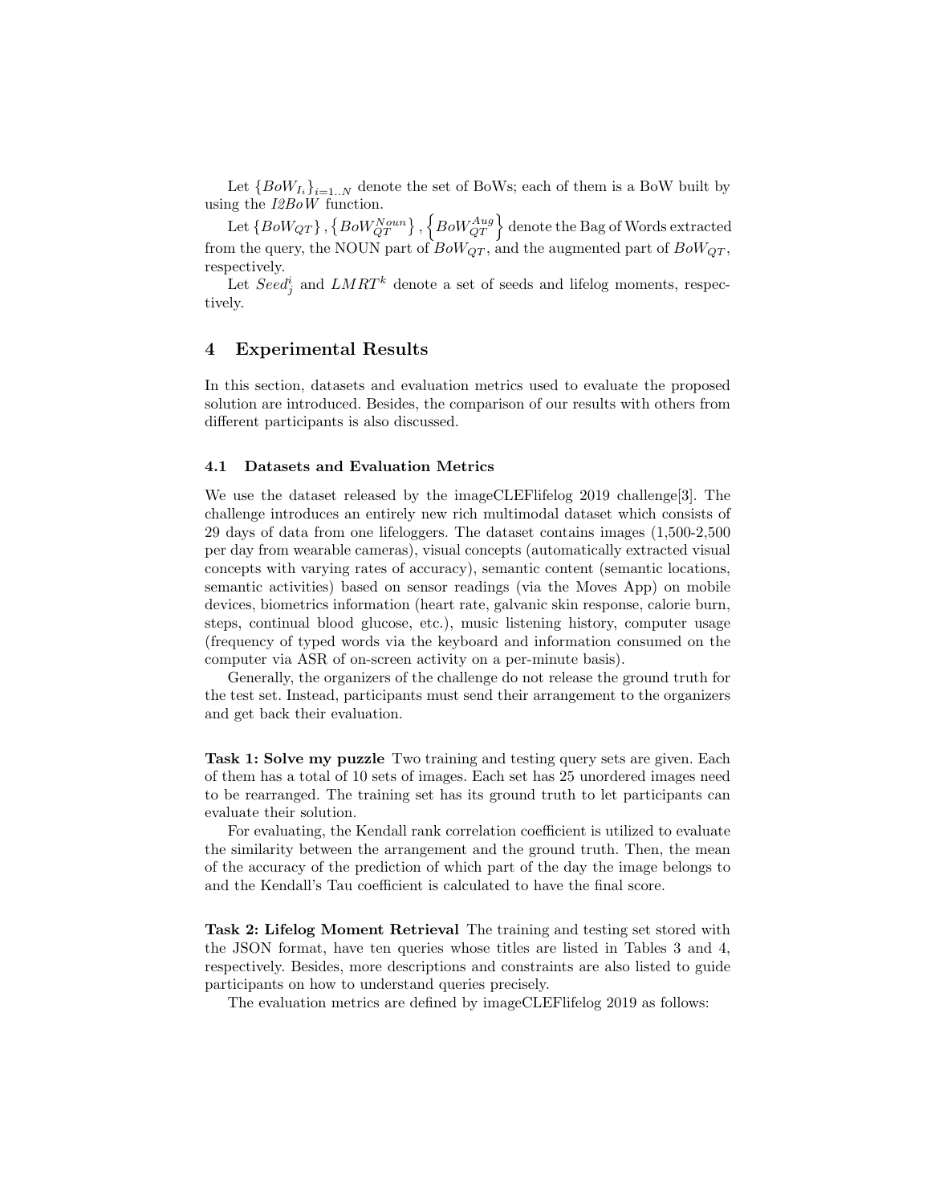Let $\{BoW_{I_i}\}_{i=1..N}$ denote the set of BoWs; each of them is a BoW built by using the *I2BoW* function.

Let $\{BoW_{QT}\}, \{BoW_{QT}^{Noun}\}, \left\{BoW_{QT}^{Aug}\right\}$ denote the Bag of Words extracted from the query, the NOUN part of $BoW_{QT}$, and the augmented part of $BoW_{QT}$, respectively.

Let $Seed_j^i$ and $LMRT^k$ denote a set of seeds and lifelog moments, respectively.

## 4 Experimental Results

In this section, datasets and evaluation metrics used to evaluate the proposed solution are introduced. Besides, the comparison of our results with others from different participants is also discussed.

### 4.1 Datasets and Evaluation Metrics

We use the dataset released by the imageCLEFlifelog 2019 challenge[3]. The challenge introduces an entirely new rich multimodal dataset which consists of 29 days of data from one lifeloggers. The dataset contains images (1,500-2,500 per day from wearable cameras), visual concepts (automatically extracted visual concepts with varying rates of accuracy), semantic content (semantic locations, semantic activities) based on sensor readings (via the Moves App) on mobile devices, biometrics information (heart rate, galvanic skin response, calorie burn, steps, continual blood glucose, etc.), music listening history, computer usage (frequency of typed words via the keyboard and information consumed on the computer via ASR of on-screen activity on a per-minute basis).

Generally, the organizers of the challenge do not release the ground truth for the test set. Instead, participants must send their arrangement to the organizers and get back their evaluation.

**Task 1: Solve my puzzle** Two training and testing query sets are given. Each of them has a total of 10 sets of images. Each set has 25 unordered images need to be rearranged. The training set has its ground truth to let participants can evaluate their solution.

For evaluating, the Kendall rank correlation coefficient is utilized to evaluate the similarity between the arrangement and the ground truth. Then, the mean of the accuracy of the prediction of which part of the day the image belongs to and the Kendall's Tau coefficient is calculated to have the final score.

**Task 2: Lifelog Moment Retrieval** The training and testing set stored with the JSON format, have ten queries whose titles are listed in Tables 3 and 4, respectively. Besides, more descriptions and constraints are also listed to guide participants on how to understand queries precisely.

The evaluation metrics are defined by imageCLEFlifelog 2019 as follows: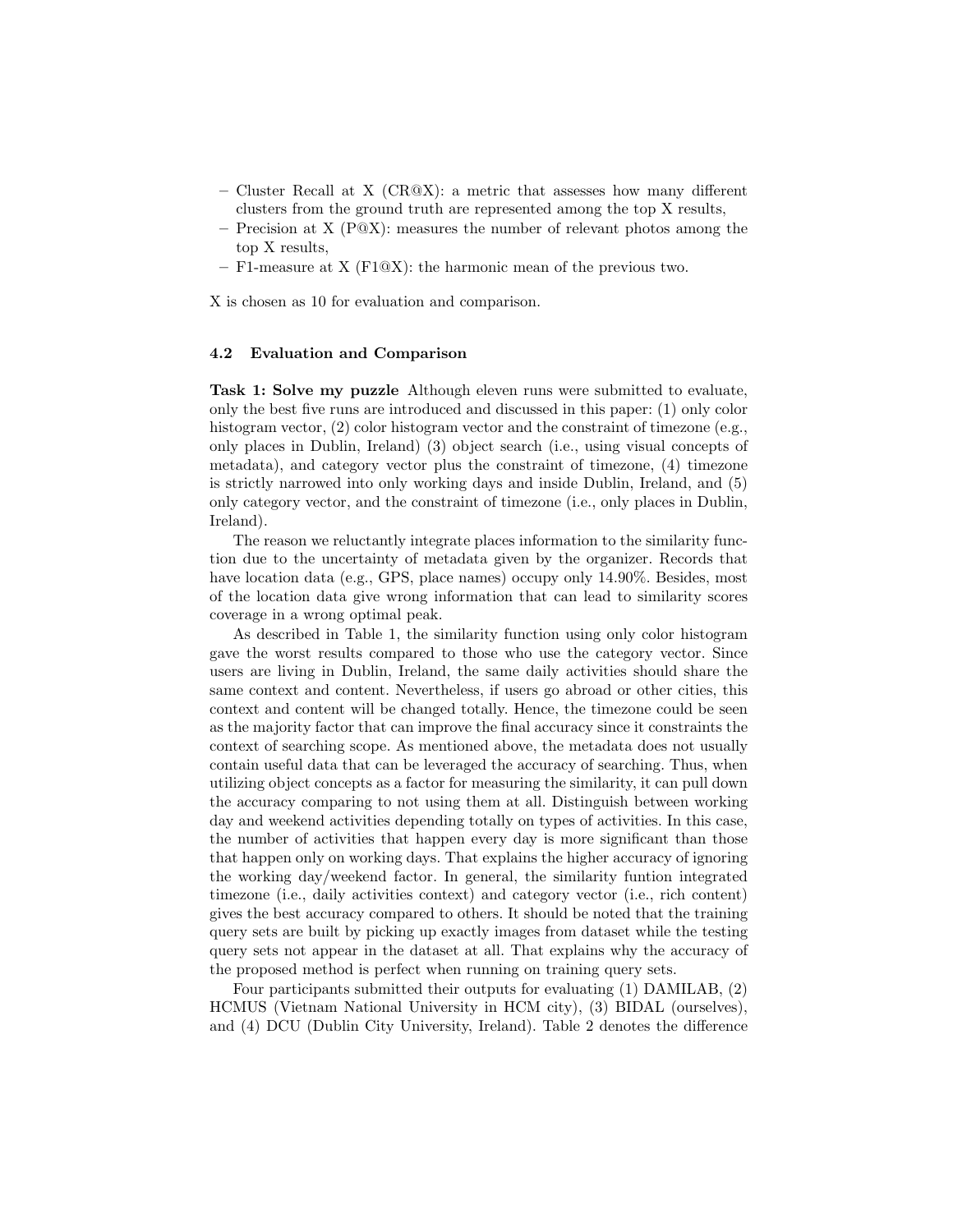- Cluster Recall at X (CR@X): a metric that assesses how many different clusters from the ground truth are represented among the top X results,
- Precision at X (P@X): measures the number of relevant photos among the top X results,
- F1-measure at X (F1@X): the harmonic mean of the previous two.

X is chosen as 10 for evaluation and comparison.

### 4.2 Evaluation and Comparison

**Task 1: Solve my puzzle** Although eleven runs were submitted to evaluate, only the best five runs are introduced and discussed in this paper: (1) only color histogram vector, (2) color histogram vector and the constraint of timezone (e.g., only places in Dublin, Ireland) (3) object search (i.e., using visual concepts of metadata), and category vector plus the constraint of timezone, (4) timezone is strictly narrowed into only working days and inside Dublin, Ireland, and (5) only category vector, and the constraint of timezone (i.e., only places in Dublin, Ireland).

The reason we reluctantly integrate places information to the similarity function due to the uncertainty of metadata given by the organizer. Records that have location data (e.g., GPS, place names) occupy only 14.90%. Besides, most of the location data give wrong information that can lead to similarity scores coverage in a wrong optimal peak.

As described in Table 1, the similarity function using only color histogram gave the worst results compared to those who use the category vector. Since users are living in Dublin, Ireland, the same daily activities should share the same context and content. Nevertheless, if users go abroad or other cities, this context and content will be changed totally. Hence, the timezone could be seen as the majority factor that can improve the final accuracy since it constraints the context of searching scope. As mentioned above, the metadata does not usually contain useful data that can be leveraged the accuracy of searching. Thus, when utilizing object concepts as a factor for measuring the similarity, it can pull down the accuracy comparing to not using them at all. Distinguish between working day and weekend activities depending totally on types of activities. In this case, the number of activities that happen every day is more significant than those that happen only on working days. That explains the higher accuracy of ignoring the working day/weekend factor. In general, the similarity funtion integrated timezone (i.e., daily activities context) and category vector (i.e., rich content) gives the best accuracy compared to others. It should be noted that the training query sets are built by picking up exactly images from dataset while the testing query sets not appear in the dataset at all. That explains why the accuracy of the proposed method is perfect when running on training query sets.

Four participants submitted their outputs for evaluating (1) DAMILAB, (2) HCMUS (Vietnam National University in HCM city), (3) BIDAL (ourselves), and (4) DCU (Dublin City University, Ireland). Table 2 denotes the difference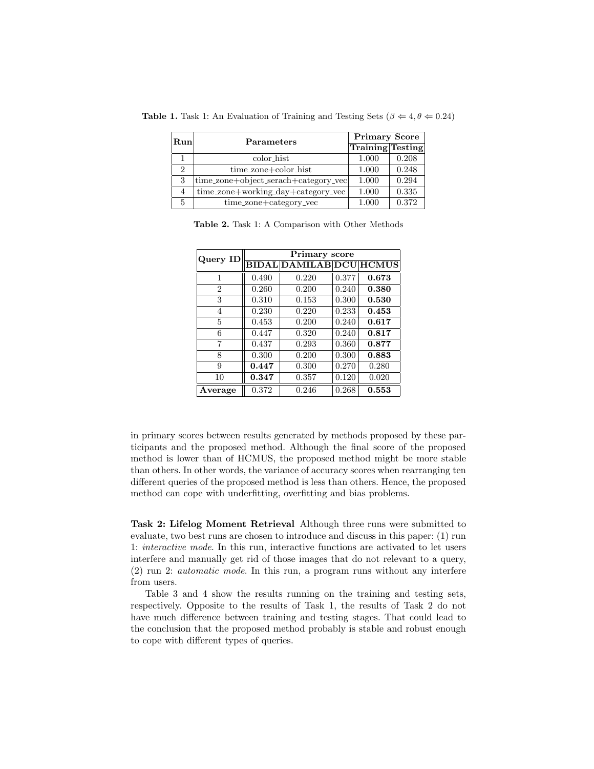**Table 1.** Task 1: An Evaluation of Training and Testing Sets ($\beta \Leftarrow 4, \theta \Leftarrow 0.24$)

| Run | Parameters | Primary Score | |
|---|---|---|---|
| | | Training | Testing |
| 1 | color_hist | 1.000 | 0.208 |
| 2 | time_zone+color_hist | 1.000 | 0.248 |
| 3 | time_zone+object_serach+category_vec | 1.000 | 0.294 |
| 4 | time_zone+working_day+category_vec | 1.000 | 0.335 |
| 5 | time_zone+category_vec | 1.000 | 0.372 |

**Table 2.** Task 1: A Comparison with Other Methods

| Query ID | Primary score | | | |
|---|---|---|---|---|
| | BIDAL | DAMILAB | DCU | HCMUS |
| 1 | 0.490 | 0.220 | 0.377 | **0.673** |
| 2 | 0.260 | 0.200 | 0.240 | **0.380** |
| 3 | 0.310 | 0.153 | 0.300 | **0.530** |
| 4 | 0.230 | 0.220 | 0.233 | **0.453** |
| 5 | 0.453 | 0.200 | 0.240 | **0.617** |
| 6 | 0.447 | 0.320 | 0.240 | **0.817** |
| 7 | 0.437 | 0.293 | 0.360 | **0.877** |
| 8 | 0.300 | 0.200 | 0.300 | **0.883** |
| 9 | **0.447** | 0.300 | 0.270 | 0.280 |
| 10 | **0.347** | 0.357 | 0.120 | 0.020 |
| **Average** | 0.372 | 0.246 | 0.268 | **0.553** |

in primary scores between results generated by methods proposed by these participants and the proposed method. Although the final score of the proposed method is lower than of HCMUS, the proposed method might be more stable than others. In other words, the variance of accuracy scores when rearranging ten different queries of the proposed method is less than others. Hence, the proposed method can cope with underfitting, overfitting and bias problems.

**Task 2: Lifelog Moment Retrieval** Although three runs were submitted to evaluate, two best runs are chosen to introduce and discuss in this paper: (1) run 1: *interactive mode*. In this run, interactive functions are activated to let users interfere and manually get rid of those images that do not relevant to a query, (2) run 2: *automatic mode*. In this run, a program runs without any interfere from users.

Table 3 and 4 show the results running on the training and testing sets, respectively. Opposite to the results of Task 1, the results of Task 2 do not have much difference between training and testing stages. That could lead to the conclusion that the proposed method probably is stable and robust enough to cope with different types of queries.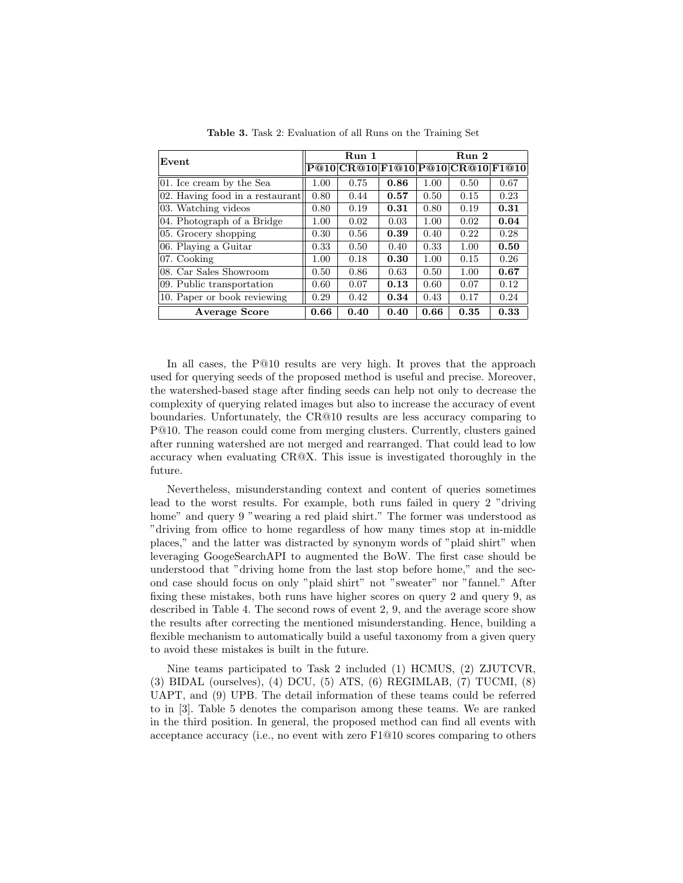**Table 3.** Task 2: Evaluation of all Runs on the Training Set

| Event | Run 1 | | | Run 2 | | |
|---|---|---|---|---|---|---|
| | **P@10** | **CR@10** | **F1@10** | **P@10** | **CR@10** | **F1@10** |
| 01. Ice cream by the Sea | 1.00 | 0.75 | **0.86** | 1.00 | 0.50 | 0.67 |
| 02. Having food in a restaurant | 0.80 | 0.44 | **0.57** | 0.50 | 0.15 | 0.23 |
| 03. Watching videos | 0.80 | 0.19 | **0.31** | 0.80 | 0.19 | **0.31** |
| 04. Photograph of a Bridge | 1.00 | 0.02 | 0.03 | 1.00 | 0.02 | **0.04** |
| 05. Grocery shopping | 0.30 | 0.56 | **0.39** | 0.40 | 0.22 | 0.28 |
| 06. Playing a Guitar | 0.33 | 0.50 | 0.40 | 0.33 | 1.00 | **0.50** |
| 07. Cooking | 1.00 | 0.18 | **0.30** | 1.00 | 0.15 | 0.26 |
| 08. Car Sales Showroom | 0.50 | 0.86 | 0.63 | 0.50 | 1.00 | **0.67** |
| 09. Public transportation | 0.60 | 0.07 | **0.13** | 0.60 | 0.07 | 0.12 |
| 10. Paper or book reviewing | 0.29 | 0.42 | **0.34** | 0.43 | 0.17 | 0.24 |
| **Average Score** | **0.66** | **0.40** | **0.40** | **0.66** | **0.35** | **0.33** |

In all cases, the P@10 results are very high. It proves that the approach used for querying seeds of the proposed method is useful and precise. Moreover, the watershed-based stage after finding seeds can help not only to decrease the complexity of querying related images but also to increase the accuracy of event boundaries. Unfortunately, the CR@10 results are less accuracy comparing to P@10. The reason could come from merging clusters. Currently, clusters gained after running watershed are not merged and rearranged. That could lead to low accuracy when evaluating CR@X. This issue is investigated thoroughly in the future.

Nevertheless, misunderstanding context and content of queries sometimes lead to the worst results. For example, both runs failed in query 2 "driving home" and query 9 "wearing a red plaid shirt." The former was understood as "driving from office to home regardless of how many times stop at in-middle places," and the latter was distracted by synonym words of "plaid shirt" when leveraging GoogeSearchAPI to augmented the BoW. The first case should be understood that "driving home from the last stop before home," and the second case should focus on only "plaid shirt" not "sweater" nor "fannel." After fixing these mistakes, both runs have higher scores on query 2 and query 9, as described in Table 4. The second rows of event 2, 9, and the average score show the results after correcting the mentioned misunderstanding. Hence, building a flexible mechanism to automatically build a useful taxonomy from a given query to avoid these mistakes is built in the future.

Nine teams participated to Task 2 included (1) HCMUS, (2) ZJUTCVR, (3) BIDAL (ourselves), (4) DCU, (5) ATS, (6) REGIMLAB, (7) TUCMI, (8) UAPT, and (9) UPB. The detail information of these teams could be referred to in [3]. Table 5 denotes the comparison among these teams. We are ranked in the third position. In general, the proposed method can find all events with acceptance accuracy (i.e., no event with zero F1@10 scores comparing to others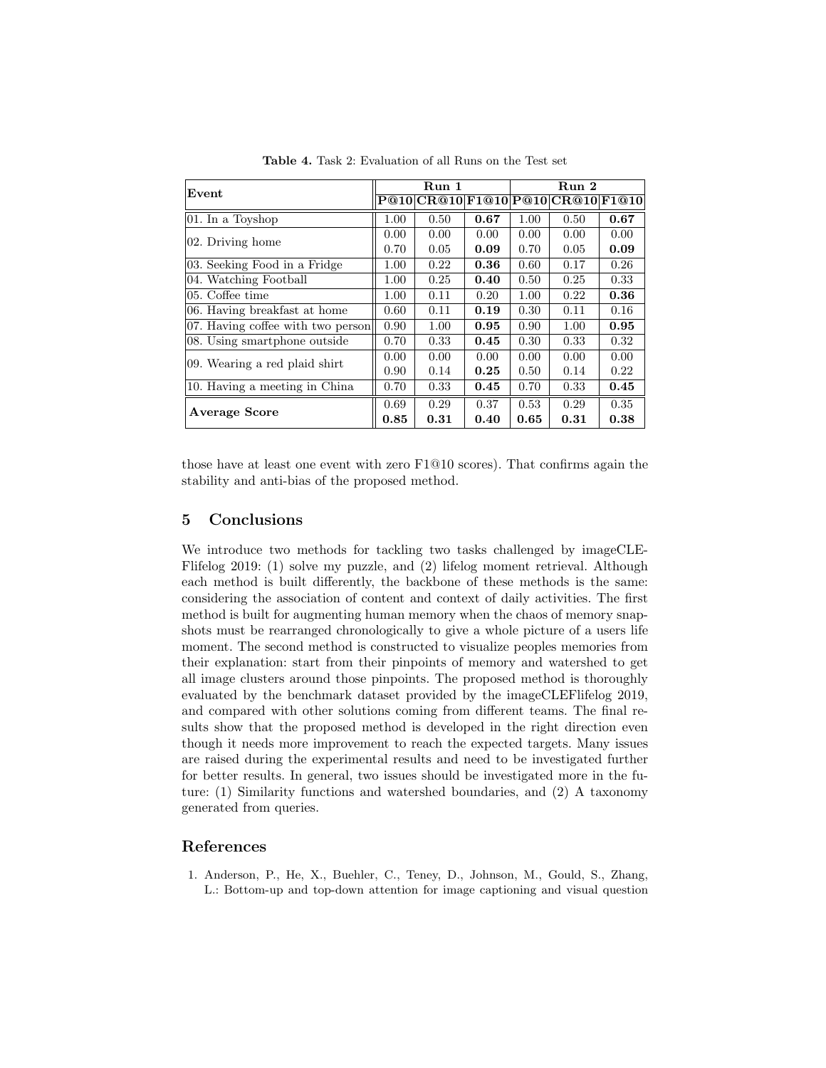**Table 4.** Task 2: Evaluation of all Runs on the Test set

| Event | Run 1 | | | Run 2 | | |
|---|---|---|---|---|---|---|
| | **P@10** | **CR@10** | **F1@10** | **P@10** | **CR@10** | **F1@10** |
| 01. In a Toyshop | 1.00 | 0.50 | **0.67** | 1.00 | 0.50 | **0.67** |
| 02. Driving home | 0.00 | 0.00 | 0.00 | 0.00 | 0.00 | 0.00 |
| | 0.70 | 0.05 | **0.09** | 0.70 | 0.05 | **0.09** |
| 03. Seeking Food in a Fridge | 1.00 | 0.22 | **0.36** | 0.60 | 0.17 | 0.26 |
| 04. Watching Football | 1.00 | 0.25 | **0.40** | 0.50 | 0.25 | 0.33 |
| 05. Coffee time | 1.00 | 0.11 | 0.20 | 1.00 | 0.22 | **0.36** |
| 06. Having breakfast at home | 0.60 | 0.11 | **0.19** | 0.30 | 0.11 | 0.16 |
| 07. Having coffee with two person | 0.90 | 1.00 | **0.95** | 0.90 | 1.00 | **0.95** |
| 08. Using smartphone outside | 0.70 | 0.33 | **0.45** | 0.30 | 0.33 | 0.32 |
| 09. Wearing a red plaid shirt | 0.00 | 0.00 | 0.00 | 0.00 | 0.00 | 0.00 |
| | 0.90 | 0.14 | **0.25** | 0.50 | 0.14 | 0.22 |
| 10. Having a meeting in China | 0.70 | 0.33 | **0.45** | 0.70 | 0.33 | **0.45** |
| **Average Score** | 0.69 | 0.29 | 0.37 | 0.53 | 0.29 | 0.35 |
| | **0.85** | **0.31** | **0.40** | **0.65** | **0.31** | **0.38** |

those have at least one event with zero F1@10 scores). That confirms again the stability and anti-bias of the proposed method.

## 5 Conclusions

We introduce two methods for tackling two tasks challenged by imageCLEFlifelog 2019: (1) solve my puzzle, and (2) lifelog moment retrieval. Although each method is built differently, the backbone of these methods is the same: considering the association of content and context of daily activities. The first method is built for augmenting human memory when the chaos of memory snapshots must be rearranged chronologically to give a whole picture of a users life moment. The second method is constructed to visualize peoples memories from their explanation: start from their pinpoints of memory and watershed to get all image clusters around those pinpoints. The proposed method is thoroughly evaluated by the benchmark dataset provided by the imageCLEFlifelog 2019, and compared with other solutions coming from different teams. The final results show that the proposed method is developed in the right direction even though it needs more improvement to reach the expected targets. Many issues are raised during the experimental results and need to be investigated further for better results. In general, two issues should be investigated more in the future: (1) Similarity functions and watershed boundaries, and (2) A taxonomy generated from queries.

## References

1. Anderson, P., He, X., Buehler, C., Teney, D., Johnson, M., Gould, S., Zhang, L.: Bottom-up and top-down attention for image captioning and visual question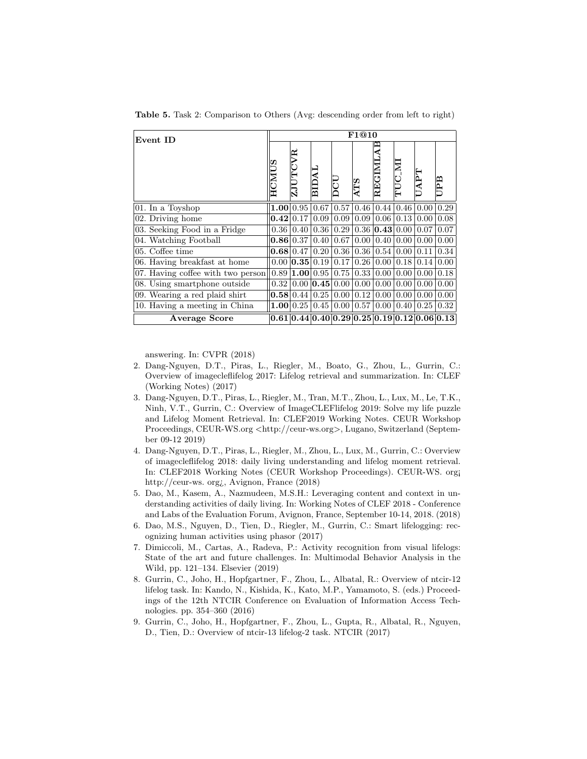**Table 5.** Task 2: Comparison to Others (Avg: descending order from left to right)

| Event ID | F1@10 | | | | | | | | |
|---|---|---|---|---|---|---|---|---|---|
| | HCMUS | ZJUTCVR | BIDAL | DCU | ATS | REGIMLAB | TUC_MI | UAPT | UPB |
| 01. In a Toyshop | **1.00** | 0.95 | 0.67 | 0.57 | 0.46 | 0.44 | 0.46 | 0.00 | 0.29 |
| 02. Driving home | **0.42** | 0.17 | 0.09 | 0.09 | 0.09 | 0.06 | 0.13 | 0.00 | 0.08 |
| 03. Seeking Food in a Fridge | 0.36 | 0.40 | 0.36 | 0.29 | 0.36 | **0.43** | 0.00 | 0.07 | 0.07 |
| 04. Watching Football | **0.86** | 0.37 | 0.40 | 0.67 | 0.00 | 0.40 | 0.00 | 0.00 | 0.00 |
| 05. Coffee time | **0.68** | 0.47 | 0.20 | 0.36 | 0.36 | 0.54 | 0.00 | 0.11 | 0.34 |
| 06. Having breakfast at home | 0.00 | **0.35** | 0.19 | 0.17 | 0.26 | 0.00 | 0.18 | 0.14 | 0.00 |
| 07. Having coffee with two person | 0.89 | **1.00** | 0.95 | 0.75 | 0.33 | 0.00 | 0.00 | 0.00 | 0.18 |
| 08. Using smartphone outside | 0.32 | 0.00 | **0.45** | 0.00 | 0.00 | 0.00 | 0.00 | 0.00 | 0.00 |
| 09. Wearing a red plaid shirt | **0.58** | 0.44 | 0.25 | 0.00 | 0.12 | 0.00 | 0.00 | 0.00 | 0.00 |
| 10. Having a meeting in China | **1.00** | 0.25 | 0.45 | 0.00 | 0.57 | 0.00 | 0.40 | 0.25 | 0.32 |
| **Average Score** | **0.61** | **0.44** | **0.40** | **0.29** | **0.25** | **0.19** | **0.12** | **0.06** | **0.13** |

answering. In: CVPR (2018)

2. Dang-Nguyen, D.T., Piras, L., Riegler, M., Boato, G., Zhou, L., Gurrin, C.: Overview of imagecleflifelog 2017: Lifelog retrieval and summarization. In: CLEF (Working Notes) (2017)
3. Dang-Nguyen, D.T., Piras, L., Riegler, M., Tran, M.T., Zhou, L., Lux, M., Le, T.K., Ninh, V.T., Gurrin, C.: Overview of ImageCLEFlifelog 2019: Solve my life puzzle and Lifelog Moment Retrieval. In: CLEF2019 Working Notes. CEUR Workshop Proceedings, CEUR-WS.org <http://ceur-ws.org>, Lugano, Switzerland (September 09-12 2019)
4. Dang-Nguyen, D.T., Piras, L., Riegler, M., Zhou, L., Lux, M., Gurrin, C.: Overview of imagecleflifelog 2018: daily living understanding and lifelog moment retrieval. In: CLEF2018 Working Notes (CEUR Workshop Proceedings). CEUR-WS. org¡ http://ceur-ws. org¿, Avignon, France (2018)
5. Dao, M., Kasem, A., Nazmudeen, M.S.H.: Leveraging content and context in understanding activities of daily living. In: Working Notes of CLEF 2018 - Conference and Labs of the Evaluation Forum, Avignon, France, September 10-14, 2018. (2018)
6. Dao, M.S., Nguyen, D., Tien, D., Riegler, M., Gurrin, C.: Smart lifelogging: recognizing human activities using phasor (2017)
7. Dimiccoli, M., Cartas, A., Radeva, P.: Activity recognition from visual lifelogs: State of the art and future challenges. In: Multimodal Behavior Analysis in the Wild, pp. 121–134. Elsevier (2019)
8. Gurrin, C., Joho, H., Hopfgartner, F., Zhou, L., Albatal, R.: Overview of ntcir-12 lifelog task. In: Kando, N., Kishida, K., Kato, M.P., Yamamoto, S. (eds.) Proceedings of the 12th NTCIR Conference on Evaluation of Information Access Technologies. pp. 354–360 (2016)
9. Gurrin, C., Joho, H., Hopfgartner, F., Zhou, L., Gupta, R., Albatal, R., Nguyen, D., Tien, D.: Overview of ntcir-13 lifelog-2 task. NTCIR (2017)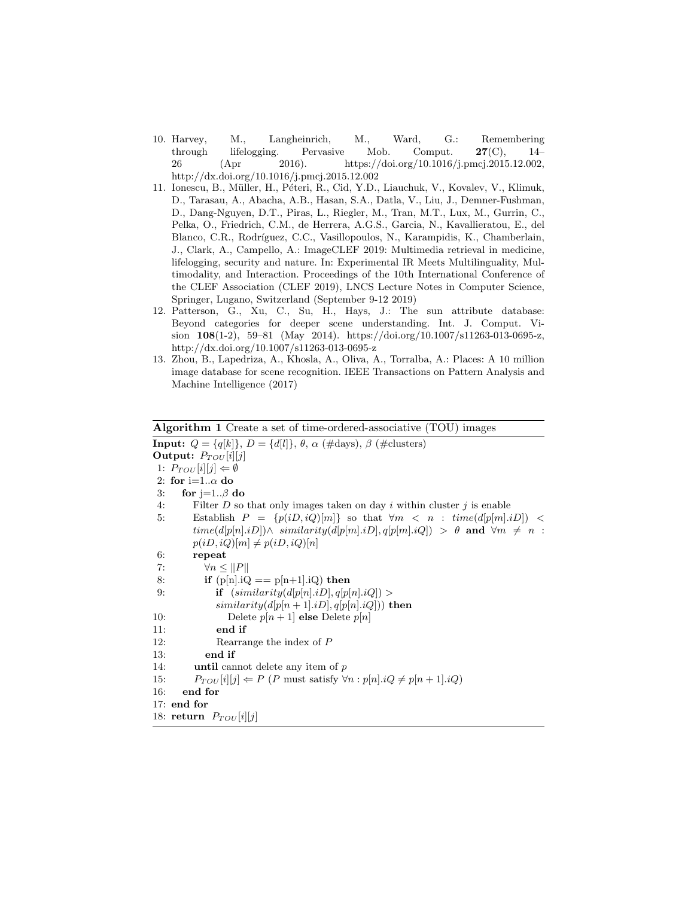10. Harvey, M., Langheinrich, M., Ward, G.: Remembering through lifelogging. Pervasive Mob. Comput. **27**(C), 14–26 (Apr 2016). https://doi.org/10.1016/j.pmcj.2015.12.002, http://dx.doi.org/10.1016/j.pmcj.2015.12.002
11. Ionescu, B., Müller, H., Péteri, R., Cid, Y.D., Liauchuk, V., Kovalev, V., Klimuk, D., Tarasau, A., Abacha, A.B., Hasan, S.A., Datla, V., Liu, J., Demner-Fushman, D., Dang-Nguyen, D.T., Piras, L., Riegler, M., Tran, M.T., Lux, M., Gurrin, C., Pelka, O., Friedrich, C.M., de Herrera, A.G.S., Garcia, N., Kavallieratou, E., del Blanco, C.R., Rodríguez, C.C., Vasillopoulos, N., Karampidis, K., Chamberlain, J., Clark, A., Campello, A.: ImageCLEF 2019: Multimedia retrieval in medicine, lifelogging, security and nature. In: Experimental IR Meets Multilinguality, Multimodality, and Interaction. Proceedings of the 10th International Conference of the CLEF Association (CLEF 2019), LNCS Lecture Notes in Computer Science, Springer, Lugano, Switzerland (September 9-12 2019)
12. Patterson, G., Xu, C., Su, H., Hays, J.: The sun attribute database: Beyond categories for deeper scene understanding. Int. J. Comput. Vision **108**(1-2), 59–81 (May 2014). https://doi.org/10.1007/s11263-013-0695-z, http://dx.doi.org/10.1007/s11263-013-0695-z
13. Zhou, B., Lapedriza, A., Khosla, A., Oliva, A., Torralba, A.: Places: A 10 million image database for scene recognition. IEEE Transactions on Pattern Analysis and Machine Intelligence (2017)

**Algorithm 1** Create a set of time-ordered-associative (TOU) images

**Input:** $Q = \{q[k]\}$, $D = \{d[l]\}$, $\theta$, $\alpha$ (#days), $\beta$ (#clusters)
**Output:** $P_{TOU}[i][j]$

1: $P_{TOU}[i][j] \Leftarrow \emptyset$
2: **for** i=1..$\alpha$ **do**
3: &nbsp;&nbsp;&nbsp;**for** j=1..$\beta$ **do**
4: &nbsp;&nbsp;&nbsp;&nbsp;&nbsp;&nbsp;Filter $D$ so that only images taken on day $i$ within cluster $j$ is enable
5: &nbsp;&nbsp;&nbsp;&nbsp;&nbsp;&nbsp;Establish $P = \{p(iD, iQ)[m]\}$ so that $\forall m < n : time(d[p[m].iD]) < time(d[p[n].iD]) \wedge\ similarity(d[p[m].iD], q[p[m].iQ]) > \theta$ **and** $\forall m \neq n : p(iD, iQ)[m] \neq p(iD, iQ)[n]$
6: &nbsp;&nbsp;&nbsp;&nbsp;&nbsp;&nbsp;**repeat**
7: &nbsp;&nbsp;&nbsp;&nbsp;&nbsp;&nbsp;&nbsp;&nbsp;&nbsp;$\forall n \leq \|P\|$
8: &nbsp;&nbsp;&nbsp;&nbsp;&nbsp;&nbsp;&nbsp;&nbsp;&nbsp;**if** (p[n].iQ == p[n+1].iQ) **then**
9: &nbsp;&nbsp;&nbsp;&nbsp;&nbsp;&nbsp;&nbsp;&nbsp;&nbsp;&nbsp;&nbsp;&nbsp;**if** $(similarity(d[p[n].iD], q[p[n].iQ]) > similarity(d[p[n+1].iD], q[p[n].iQ]))$ **then**
10: &nbsp;&nbsp;&nbsp;&nbsp;&nbsp;&nbsp;&nbsp;&nbsp;&nbsp;&nbsp;&nbsp;&nbsp;&nbsp;&nbsp;&nbsp;Delete $p[n+1]$ **else** Delete $p[n]$
11: &nbsp;&nbsp;&nbsp;&nbsp;&nbsp;&nbsp;&nbsp;&nbsp;&nbsp;&nbsp;&nbsp;&nbsp;**end if**
12: &nbsp;&nbsp;&nbsp;&nbsp;&nbsp;&nbsp;&nbsp;&nbsp;&nbsp;&nbsp;&nbsp;&nbsp;Rearrange the index of $P$
13: &nbsp;&nbsp;&nbsp;&nbsp;&nbsp;&nbsp;&nbsp;&nbsp;&nbsp;**end if**
14: &nbsp;&nbsp;&nbsp;&nbsp;&nbsp;&nbsp;**until** cannot delete any item of $p$
15: &nbsp;&nbsp;&nbsp;&nbsp;&nbsp;&nbsp;$P_{TOU}[i][j] \Leftarrow P$ ($P$ must satisfy $\forall n : p[n].iQ \neq p[n+1].iQ$)
16: &nbsp;&nbsp;&nbsp;**end for**
17: **end for**
18: **return** $P_{TOU}[i][j]$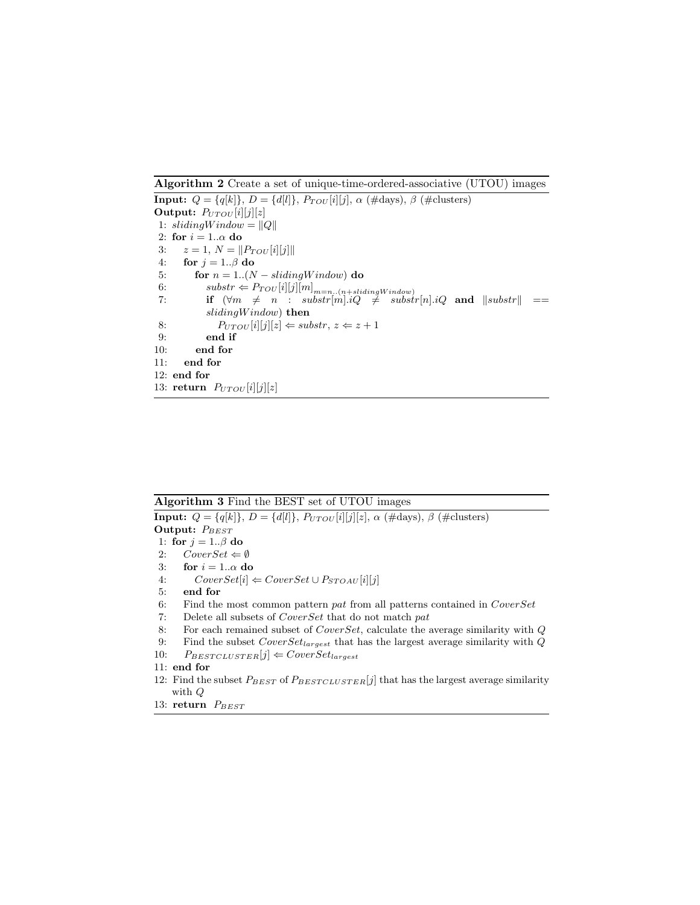**Algorithm 2** Create a set of unique-time-ordered-associative (UTOU) images

**Input:** $Q = \{q[k]\}$, $D = \{d[l]\}$, $P_{TOU}[i][j]$, $\alpha$ (#days), $\beta$ (#clusters)
**Output:** $P_{UTOU}[i][j][z]$

1: $slidingWindow = \|Q\|$
2: **for** $i = 1..\alpha$ **do**
3: $\quad z = 1$, $N = \|P_{TOU}[i][j]\|$
4: $\quad$ **for** $j = 1..\beta$ **do**
5: $\quad\quad$ **for** $n = 1..(N - slidingWindow)$ **do**
6: $\quad\quad\quad substr \Leftarrow P_{TOU}[i][j][m]_{m=n..(n+slidingWindow)}$
7: $\quad\quad\quad$ **if** $(\forall m \neq n : substr[m].iQ \neq substr[n].iQ$ **and** $\|substr\| == slidingWindow)$ **then**
8: $\quad\quad\quad\quad P_{UTOU}[i][j][z] \Leftarrow substr$, $z \Leftarrow z + 1$
9: $\quad\quad\quad$ **end if**
10: $\quad\quad$ **end for**
11: $\quad$ **end for**
12: **end for**
13: **return** $P_{UTOU}[i][j][z]$

**Algorithm 3** Find the BEST set of UTOU images

**Input:** $Q = \{q[k]\}$, $D = \{d[l]\}$, $P_{UTOU}[i][j][z]$, $\alpha$ (#days), $\beta$ (#clusters)
**Output:** $P_{BEST}$

1: **for** $j = 1..\beta$ **do**
2: $\quad CoverSet \Leftarrow \emptyset$
3: $\quad$ **for** $i = 1..\alpha$ **do**
4: $\quad\quad CoverSet[i] \Leftarrow CoverSet \cup P_{STOAU}[i][j]$
5: $\quad$ **end for**
6: $\quad$ Find the most common pattern $pat$ from all patterns contained in $CoverSet$
7: $\quad$ Delete all subsets of $CoverSet$ that do not match $pat$
8: $\quad$ For each remained subset of $CoverSet$, calculate the average similarity with $Q$
9: $\quad$ Find the subset $CoverSet_{largest}$ that has the largest average similarity with $Q$
10: $\quad P_{BESTCLUSTER}[j] \Leftarrow CoverSet_{largest}$
11: **end for**
12: Find the subset $P_{BEST}$ of $P_{BESTCLUSTER}[j]$ that has the largest average similarity with $Q$
13: **return** $P_{BEST}$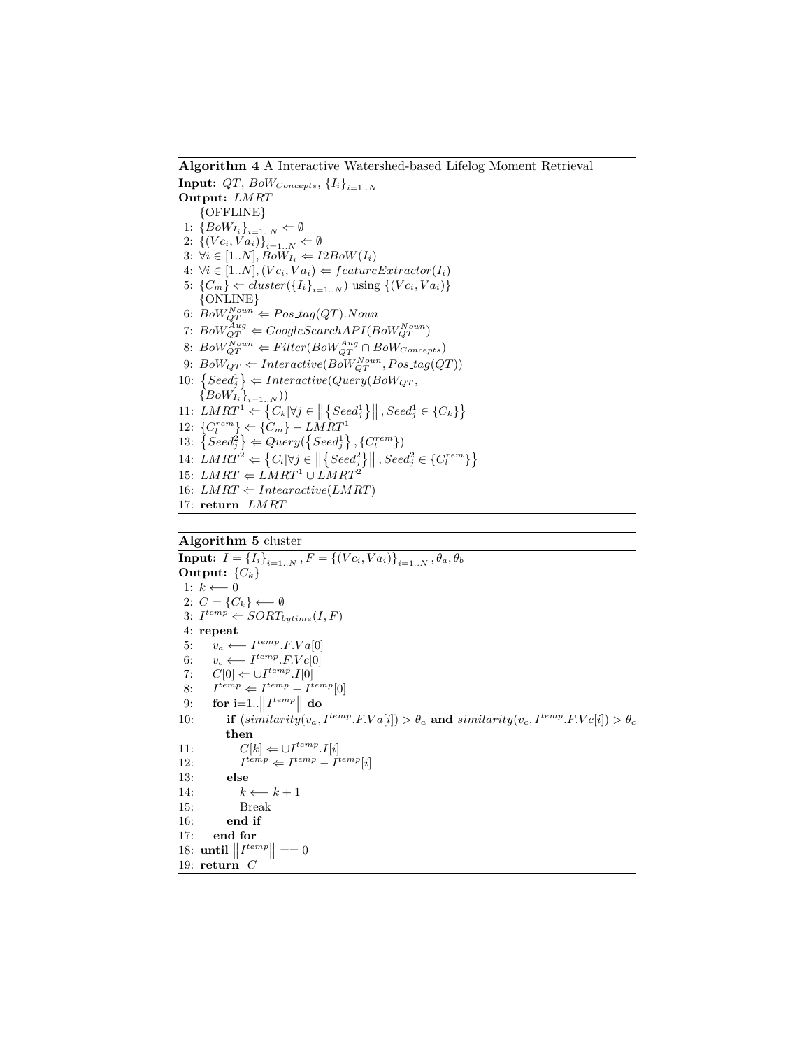**Algorithm 4** A Interactive Watershed-based Lifelog Moment Retrieval

**Input:** $QT$, $BoW_{Concepts}$, $\{I_i\}_{i=1..N}$

**Output:** $LMRT$

{OFFLINE}

1: $\{BoW_{I_i}\}_{i=1..N} \Leftarrow \emptyset$
2: $\{(Vc_i, Va_i)\}_{i=1..N} \Leftarrow \emptyset$
3: $\forall i \in [1..N], BoW_{I_i} \Leftarrow I2BoW(I_i)$
4: $\forall i \in [1..N], (Vc_i, Va_i) \Leftarrow featureExtractor(I_i)$
5: $\{C_m\} \Leftarrow cluster(\{I_i\}_{i=1..N})$ using $\{(Vc_i, Va_i)\}$

{ONLINE}

6: $BoW_{QT}^{Noun} \Leftarrow Pos\_tag(QT).Noun$
7: $BoW_{QT}^{Aug} \Leftarrow GoogleSearchAPI(BoW_{QT}^{Noun})$
8: $BoW_{QT}^{Noun} \Leftarrow Filter(BoW_{QT}^{Aug} \cap BoW_{Concepts})$
9: $BoW_{QT} \Leftarrow Interactive(BoW_{QT}^{Noun}, Pos\_tag(QT))$
10: $\left\{Seed_j^1\right\} \Leftarrow Interactive(Query(BoW_{QT}, \{BoW_{I_i}\}_{i=1..N}))$
11: $LMRT^1 \Leftarrow \left\{C_k | \forall j \in \left\|\left\{Seed_j^1\right\}\right\|, Seed_j^1 \in \{C_k\}\right\}$
12: $\{C_l^{rem}\} \Leftarrow \{C_m\} - LMRT^1$
13: $\left\{Seed_j^2\right\} \Leftarrow Query(\left\{Seed_j^1\right\}, \{C_l^{rem}\})$
14: $LMRT^2 \Leftarrow \left\{C_l | \forall j \in \left\|\left\{Seed_j^2\right\}\right\|, Seed_j^2 \in \{C_l^{rem}\}\right\}$
15: $LMRT \Leftarrow LMRT^1 \cup LMRT^2$
16: $LMRT \Leftarrow Intearactive(LMRT)$
17: **return** $LMRT$

**Algorithm 5** cluster

**Input:** $I = \{I_i\}_{i=1..N}, F = \{(Vc_i, Va_i)\}_{i=1..N}, \theta_a, \theta_b$

**Output:** $\{C_k\}$

1: $k \longleftarrow 0$
2: $C = \{C_k\} \longleftarrow \emptyset$
3: $I^{temp} \Leftarrow SORT_{bytime}(I, F)$
4: **repeat**
5: $\quad v_a \longleftarrow I^{temp}.F.Va[0]$
6: $\quad v_c \longleftarrow I^{temp}.F.Vc[0]$
7: $\quad C[0] \Leftarrow \cup I^{temp}.I[0]$
8: $\quad I^{temp} \Leftarrow I^{temp} - I^{temp}[0]$
9: $\quad$ **for** i=1..$\left\|I^{temp}\right\|$ **do**
10: $\quad\quad$ **if** $(similarity(v_a, I^{temp}.F.Va[i]) > \theta_a$ **and** $similarity(v_c, I^{temp}.F.Vc[i]) > \theta_c$ **then**
11: $\quad\quad\quad C[k] \Leftarrow \cup I^{temp}.I[i]$
12: $\quad\quad\quad I^{temp} \Leftarrow I^{temp} - I^{temp}[i]$
13: $\quad\quad$ **else**
14: $\quad\quad\quad k \longleftarrow k + 1$
15: $\quad\quad\quad$ Break
16: $\quad\quad$ **end if**
17: $\quad$ **end for**
18: **until** $\left\|I^{temp}\right\| == 0$
19: **return** $C$